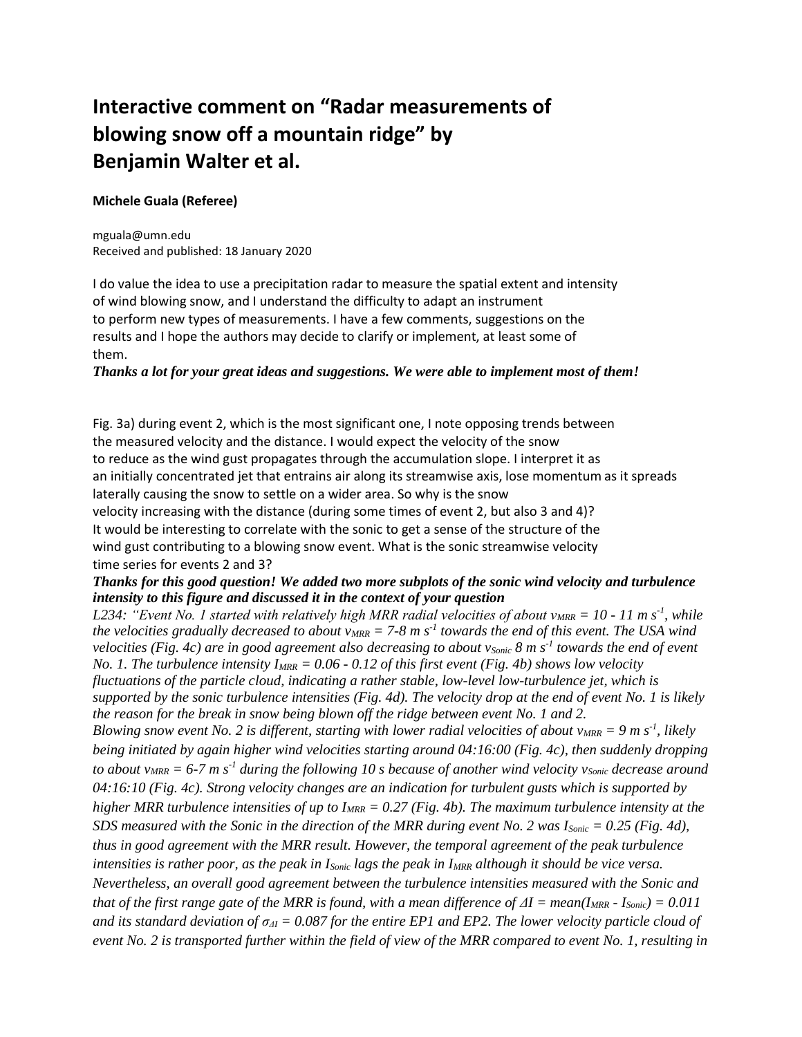# Interactive comment on "Radar measurements of blowing snow off a mountain ridge" by Benjamin Walter et al.

**Michele Guala (Referee)**

mguala@umn.edu
Received and published: 18 January 2020

I do value the idea to use a precipitation radar to measure the spatial extent and intensity of wind blowing snow, and I understand the difficulty to adapt an instrument to perform new types of measurements. I have a few comments, suggestions on the results and I hope the authors may decide to clarify or implement, at least some of them.

***Thanks a lot for your great ideas and suggestions. We were able to implement most of them!***

Fig. 3a) during event 2, which is the most significant one, I note opposing trends between the measured velocity and the distance. I would expect the velocity of the snow to reduce as the wind gust propagates through the accumulation slope. I interpret it as an initially concentrated jet that entrains air along its streamwise axis, lose momentum as it spreads laterally causing the snow to settle on a wider area. So why is the snow velocity increasing with the distance (during some times of event 2, but also 3 and 4)? It would be interesting to correlate with the sonic to get a sense of the structure of the wind gust contributing to a blowing snow event. What is the sonic streamwise velocity time series for events 2 and 3?

***Thanks for this good question! We added two more subplots of the sonic wind velocity and turbulence intensity to this figure and discussed it in the context of your question***

*L234: "Event No. 1 started with relatively high MRR radial velocities of about $v_{MRR} = 10$ - $11\ m\ s^{-1}$, while the velocities gradually decreased to about $v_{MRR} = 7$-$8\ m\ s^{-1}$ towards the end of this event. The USA wind velocities (Fig. 4c) are in good agreement also decreasing to about $v_{Sonic}$ $8\ m\ s^{-1}$ towards the end of event No. 1. The turbulence intensity $I_{MRR} = 0.06$ - $0.12$ of this first event (Fig. 4b) shows low velocity fluctuations of the rather cloud, indicating a rather stable, low-level low-turbulence jet, which is supported by the sonic turbulence intensities (Fig. 4d). The velocity drop at the end of event No. 1 is likely the reason for the break in snow being blown off the ridge between event No. 1 and 2.*

*Blowing snow event No. 2 is different, starting with lower radial velocities of about $v_{MRR} = 9\ m\ s^{-1}$, likely being initiated by again higher wind velocities starting around 04:16:00 (Fig. 4c), then suddenly dropping to about $v_{MRR} = 6$-$7\ m\ s^{-1}$ during the following 10 s because of another wind velocity $v_{Sonic}$ decrease around 04:16:10 (Fig. 4c). Strong velocity changes are an indication for turbulent gusts which is supported by higher MRR turbulence intensities of up to $I_{MRR} = 0.27$ (Fig. 4b). The maximum turbulence intensity at the SDS measured with the Sonic in the direction of the MRR during event No. 2 was $I_{Sonic} = 0.25$ (Fig. 4d), thus in good agreement with the MRR result. However, the temporal agreement of the peak turbulence intensities is rather poor, as the peak in $I_{Sonic}$ lags the peak in $I_{MRR}$ although it should be vice versa. Nevertheless, an overall good agreement between the turbulence intensities measured with the Sonic and that of the first range gate of the MRR is found, with a mean difference of $\Delta I = mean(I_{MRR} - I_{Sonic}) = 0.011$ and its standard deviation of $\sigma_{\Delta I} = 0.087$ for the entire EP1 and EP2. The lower velocity particle cloud of event No. 2 is transported further within the field of view of the MRR compared to event No. 1, resulting in*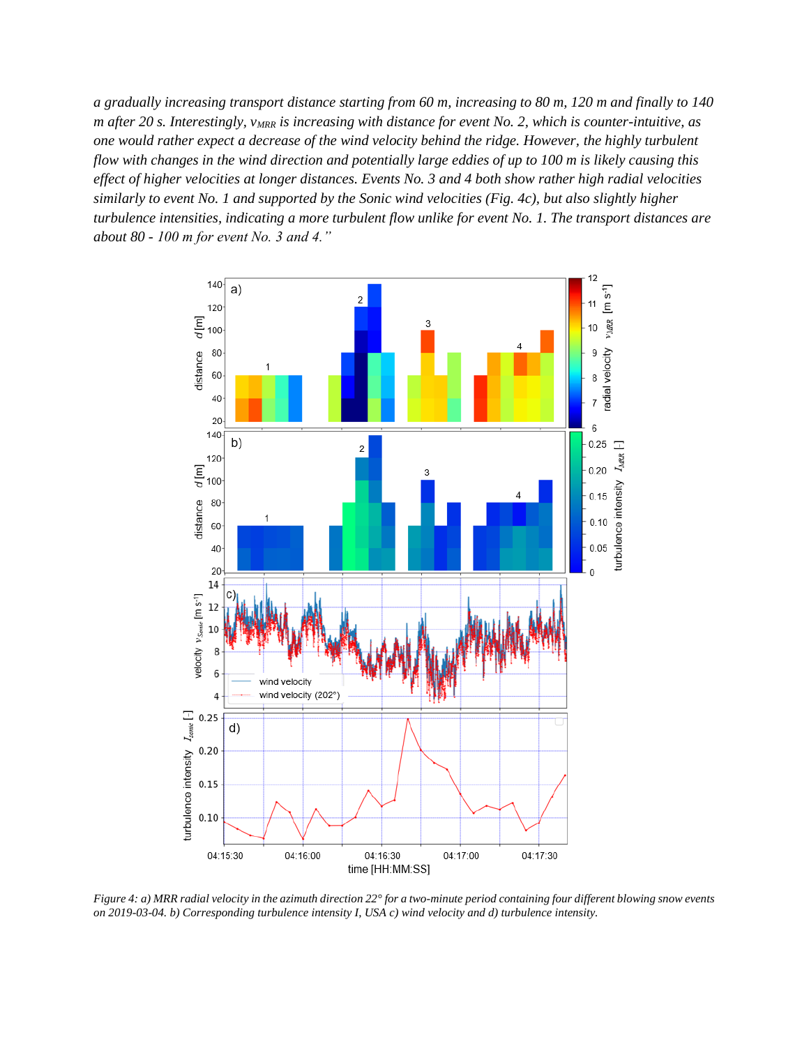*a gradually increasing transport distance starting from 60 m, increasing to 80 m, 120 m and finally to 140 m after 20 s. Interestingly, $v_{MRR}$ is increasing with distance for event No. 2, which is counter-intuitive, as one would rather expect a decrease of the wind velocity behind the ridge. However, the highly turbulent flow with changes in the wind direction and potentially large eddies of up to 100 m is likely causing this effect of higher velocities at longer distances. Events No. 3 and 4 both show rather high radial velocities similarly to event No. 1 and supported by the Sonic wind velocities (Fig. 4c), but also slightly higher turbulence intensities, indicating a more turbulent flow unlike for event No. 1. The transport distances are about 80 - 100 m for event No. 3 and 4."*

*Figure 4: a) MRR radial velocity in the azimuth direction 22° for a two-minute period containing four different blowing snow events on 2019-03-04. b) Corresponding turbulence intensity I, USA c) wind velocity and d) turbulence intensity.*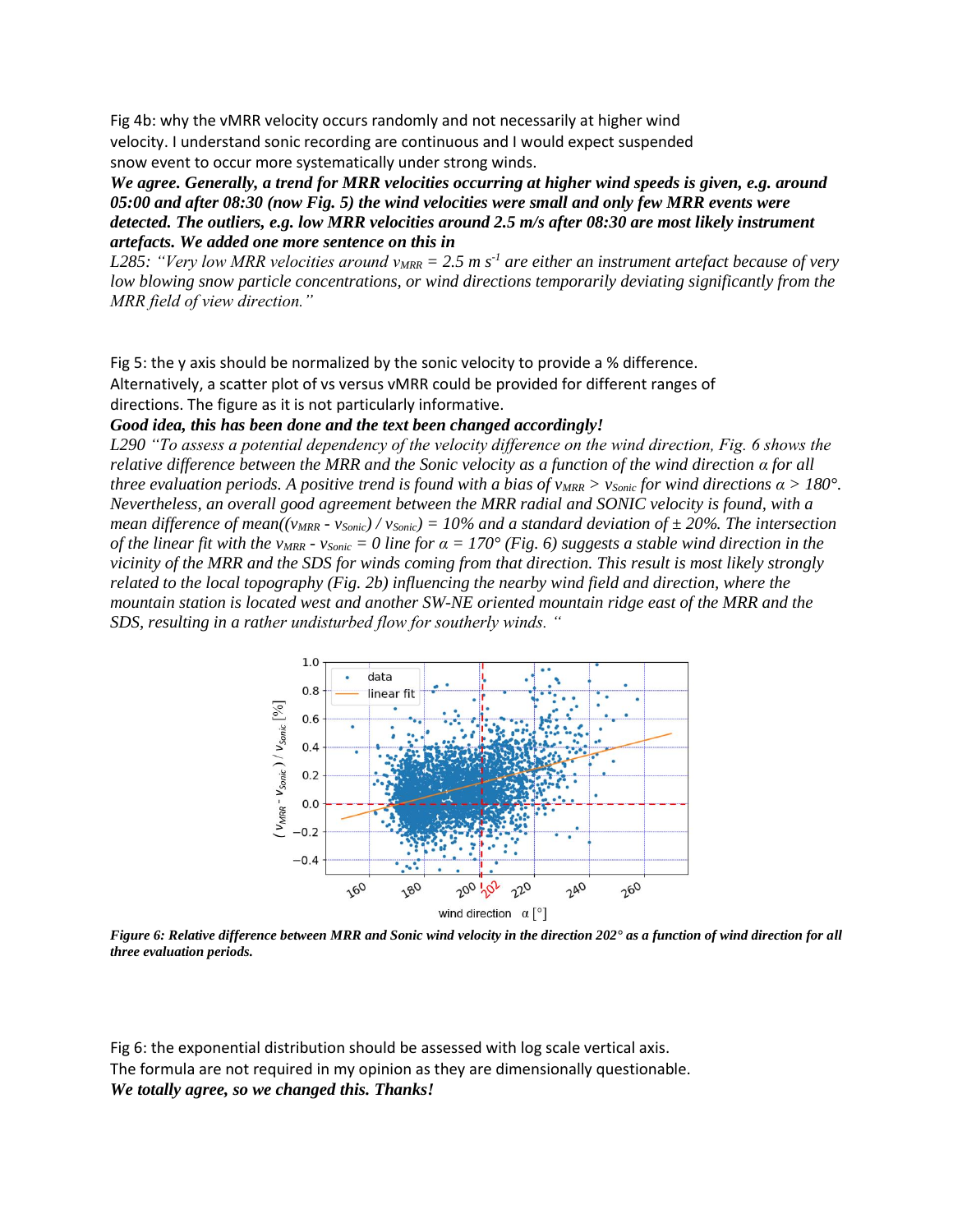Fig 4b: why the vMRR velocity occurs randomly and not necessarily at higher wind velocity. I understand sonic recording are continuous and I would expect suspended snow event to occur more systematically under strong winds.

***We agree. Generally, a trend for MRR velocities occurring at higher wind speeds is given, e.g. around 05:00 and after 08:30 (now Fig. 5) the wind velocities were small and only few MRR events were detected. The outliers, e.g. low MRR velocities around 2.5 m/s after 08:30 are most likely instrument artefacts. We added one more sentence on this in***

*L285: "Very low MRR velocities around $v_{MRR} = 2.5$ m s$^{-1}$ are either an instrument artefact because of very low blowing snow particle concentrations, or wind directions temporarily deviating significantly from the MRR field of view direction."*

Fig 5: the y axis should be normalized by the sonic velocity to provide a % difference. Alternatively, a scatter plot of vs versus vMRR could be provided for different ranges of directions. The figure as it is not particularly informative.

***Good idea, this has been done and the text been changed accordingly!***

*L290 "To assess a potential dependency of the velocity difference on the wind direction, Fig. 6 shows the relative difference between the MRR and the Sonic velocity as a function of the wind direction $\alpha$ for all three evaluation periods. A positive trend is found with a bias of $v_{MRR} > v_{Sonic}$ for wind directions $\alpha > 180°$. Nevertheless, an overall good agreement between the MRR radial and SONIC velocity is found, with a mean difference of $mean((v_{MRR} - v_{Sonic}) / v_{Sonic}) = 10\%$ and a standard deviation of $\pm$ 20%. The intersection of the linear fit with the $v_{MRR} - v_{Sonic} = 0$ line for $\alpha = 170°$ (Fig. 6) suggests a stable wind direction in the vicinity of the MRR and the SDS for winds coming from that direction. This result is most likely strongly related to the local topography (Fig. 2b) influencing the nearby wind field and direction, where the mountain station is located west and another SW-NE oriented mountain ridge east of the MRR and the SDS, resulting in a rather undisturbed flow for southerly winds. "*

***Figure 6: Relative difference between MRR and Sonic wind velocity in the direction 202° as a function of wind direction for all three evaluation periods.***

Fig 6: the exponential distribution should be assessed with log scale vertical axis. The formula are not required in my opinion as they are dimensionally questionable.

***We totally agree, so we changed this. Thanks!***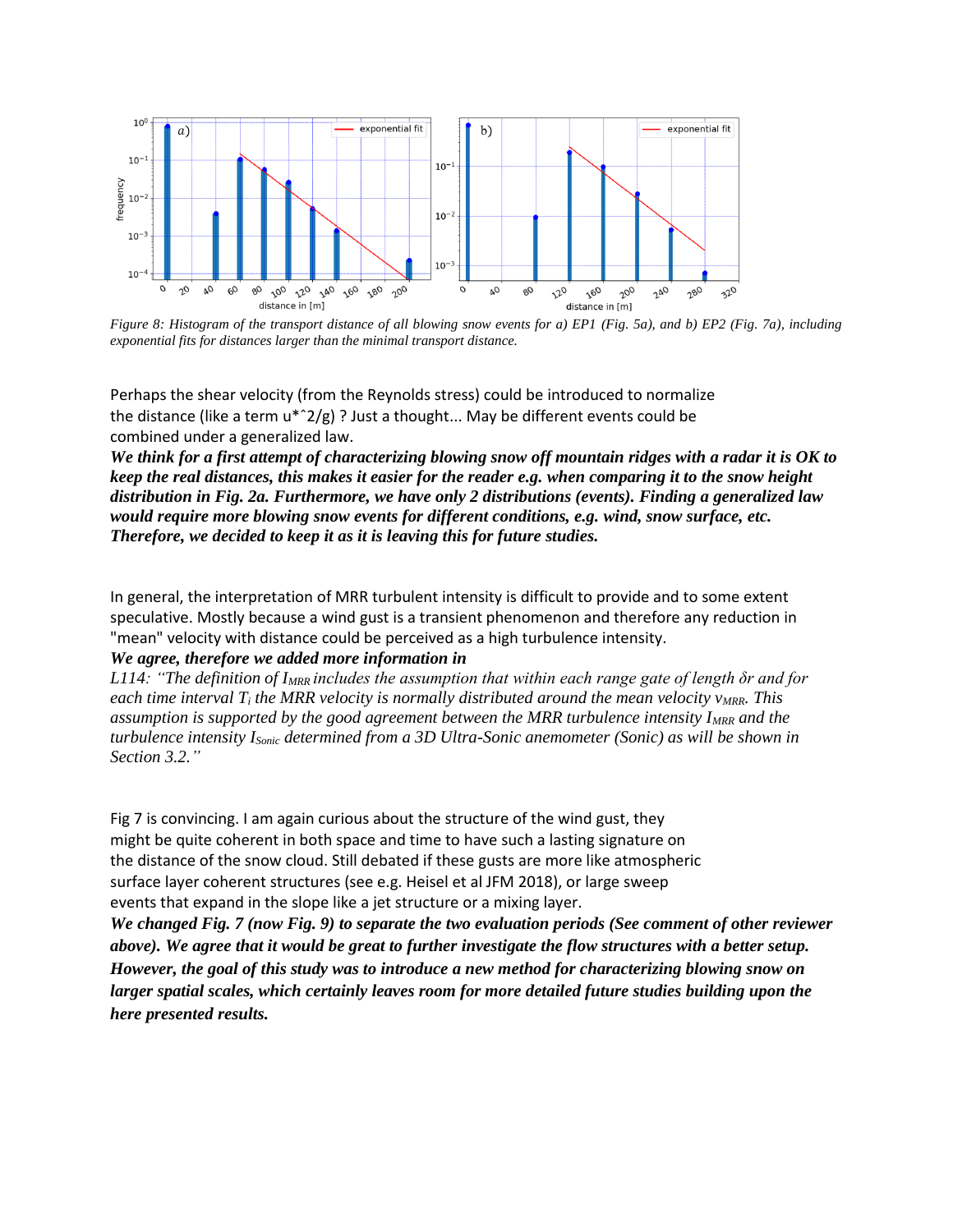Figure 8: Histogram of the transport distance of all blowing snow events for a) EP1 (Fig. 5a), and b) EP2 (Fig. 7a), including exponential fits for distances larger than the minimal transport distance.

Perhaps the shear velocity (from the Reynolds stress) could be introduced to normalize the distance (like a term u*^2/g) ? Just a thought... May be different events could be combined under a generalized law.

***We think for a first attempt of characterizing blowing snow off mountain ridges with a radar it is OK to keep the real distances, this makes it easier for the reader e.g. when comparing it to the snow height distribution in Fig. 2a. Furthermore, we have only 2 distributions (events). Finding a generalized law would require more blowing snow events for different conditions, e.g. wind, snow surface, etc. Therefore, we decided to keep it as it is leaving this for future studies.***

In general, the interpretation of MRR turbulent intensity is difficult to provide and to some extent speculative. Mostly because a wind gust is a transient phenomenon and therefore any reduction in "mean" velocity with distance could be perceived as a high turbulence intensity.

***We agree, therefore we added more information in***

*L114: "The definition of $I_{MRR}$ includes the assumption that within each range gate of length $\delta r$ and for each time interval $T_i$ the MRR velocity is normally distributed around the mean velocity $v_{MRR}$. This assumption is supported by the good agreement between the MRR turbulence intensity $I_{MRR}$ and the turbulence intensity $I_{Sonic}$ determined from a 3D Ultra-Sonic anemometer (Sonic) as will be shown in Section 3.2."*

Fig 7 is convincing. I am again curious about the structure of the wind gust, they might be quite coherent in both space and time to have such a lasting signature on the distance of the snow cloud. Still debated if these gusts are more like atmospheric surface layer coherent structures (see e.g. Heisel et al JFM 2018), or large sweep events that expand in the slope like a jet structure or a mixing layer.

***We changed Fig. 7 (now Fig. 9) to separate the two evaluation periods (See comment of other reviewer above). We agree that it would be great to further investigate the flow structures with a better setup. However, the goal of this study was to introduce a new method for characterizing blowing snow on larger spatial scales, which certainly leaves room for more detailed future studies building upon the here presented results.***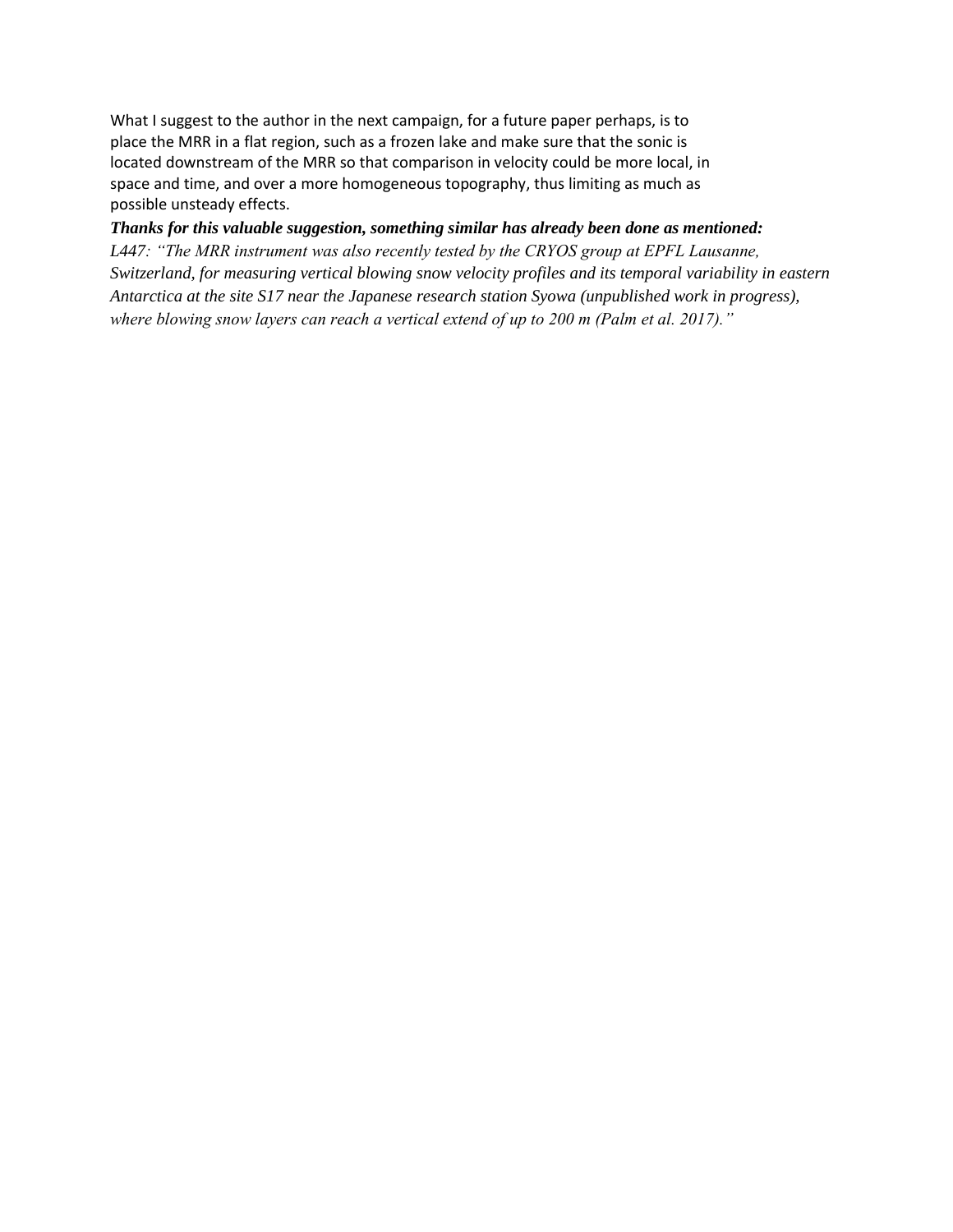What I suggest to the author in the next campaign, for a future paper perhaps, is to place the MRR in a flat region, such as a frozen lake and make sure that the sonic is located downstream of the MRR so that comparison in velocity could be more local, in space and time, and over a more homogeneous topography, thus limiting as much as possible unsteady effects.

***Thanks for this valuable suggestion, something similar has already been done as mentioned:***

*L447: "The MRR instrument was also recently tested by the CRYOS group at EPFL Lausanne, Switzerland, for measuring vertical blowing snow velocity profiles and its temporal variability in eastern Antarctica at the site S17 near the Japanese research station Syowa (unpublished work in progress), where blowing snow layers can reach a vertical extend of up to 200 m (Palm et al. 2017)."*